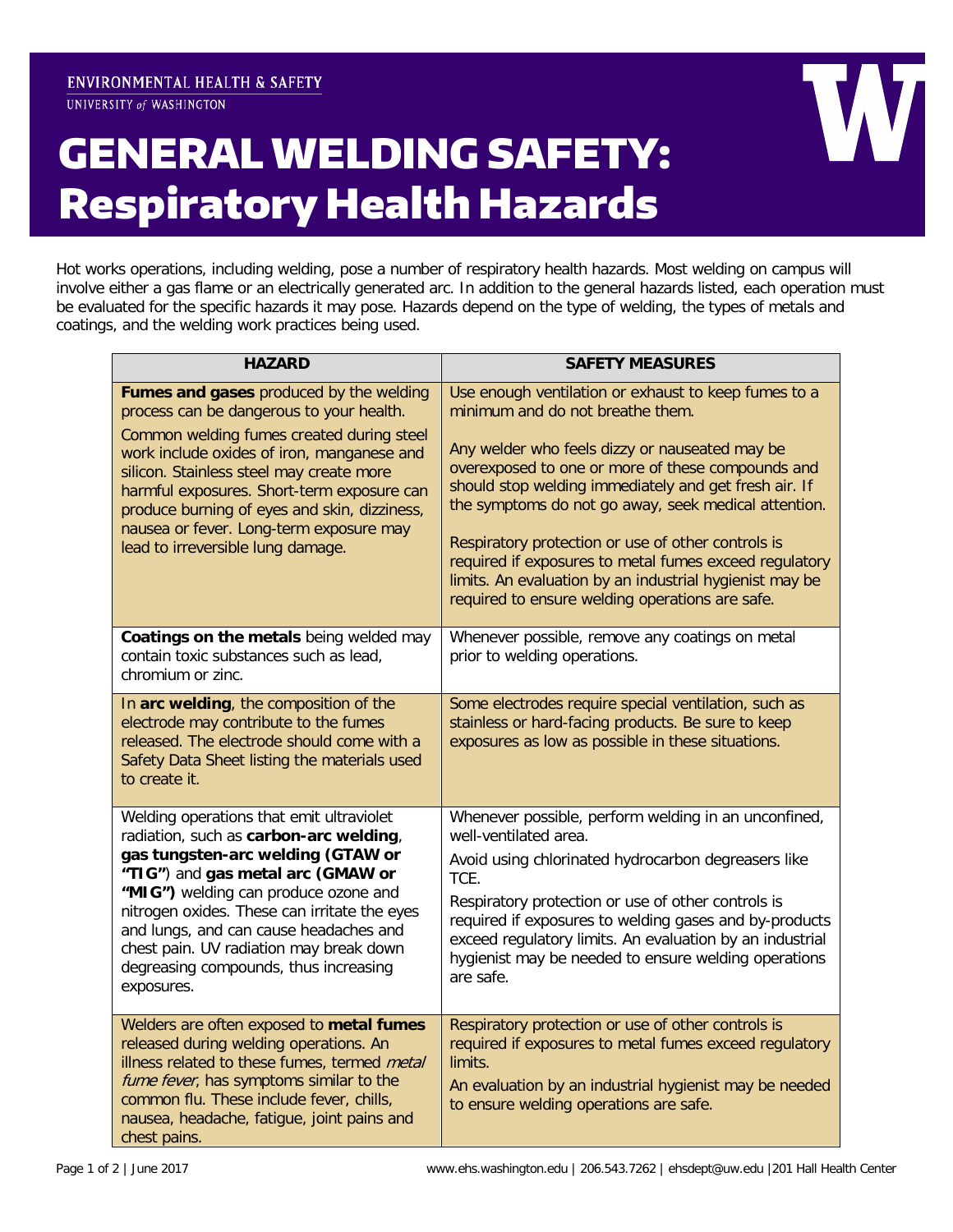ENVIRONMENTAL HEALTH & SAFETY
UNIVERSITY of WASHINGTON

# GENERAL WELDING SAFETY: Respiratory Health Hazards

Hot works operations, including welding, pose a number of respiratory health hazards. Most welding on campus will involve either a gas flame or an electrically generated arc. In addition to the general hazards listed, each operation must be evaluated for the specific hazards it may pose. Hazards depend on the type of welding, the types of metals and coatings, and the welding work practices being used.

| HAZARD | SAFETY MEASURES |
|---|---|
| **Fumes and gases** produced by the welding process can be dangerous to your health.<br><br>Common welding fumes created during steel work include oxides of iron, manganese and silicon. Stainless steel may create more harmful exposures. Short-term exposure can produce burning of eyes and skin, dizziness, nausea or fever. Long-term exposure may lead to irreversible lung damage. | Use enough ventilation or exhaust to keep fumes to a minimum and do not breathe them.<br><br>Any welder who feels dizzy or nauseated may be overexposed to one or more of these compounds and should stop welding immediately and get fresh air. If the symptoms do not go away, seek medical attention.<br><br>Respiratory protection or use of other controls is required if exposures to metal fumes exceed regulatory limits. An evaluation by an industrial hygienist may be required to ensure welding operations are safe. |
| **Coatings on the metals** being welded may contain toxic substances such as lead, chromium or zinc. | Whenever possible, remove any coatings on metal prior to welding operations. |
| In **arc welding**, the composition of the electrode may contribute to the fumes released. The electrode should come with a Safety Data Sheet listing the materials used to create it. | Some electrodes require special ventilation, such as stainless or hard-facing products. Be sure to keep exposures as low as possible in these situations. |
| Welding operations that emit ultraviolet radiation, such as **carbon-arc welding**, **gas tungsten-arc welding (GTAW or "TIG"**) and **gas metal arc (GMAW or "MIG")** welding can produce ozone and nitrogen oxides. These can irritate the eyes and lungs, and can cause headaches and chest pain. UV radiation may break down degreasing compounds, thus increasing exposures. | Whenever possible, perform welding in an unconfined, well-ventilated area.<br><br>Avoid using chlorinated hydrocarbon degreasers like TCE.<br><br>Respiratory protection or use of other controls is required if exposures to welding gases and by-products exceed regulatory limits. An evaluation by an industrial hygienist may be needed to ensure welding operations are safe. |
| Welders are often exposed to **metal fumes** released during welding operations. An illness related to these fumes, termed *metal fume fever*, has symptoms similar to the common flu. These include fever, chills, nausea, headache, fatigue, joint pains and chest pains. | Respiratory protection or use of other controls is required if exposures to metal fumes exceed regulatory limits.<br><br>An evaluation by an industrial hygienist may be needed to ensure welding operations are safe. |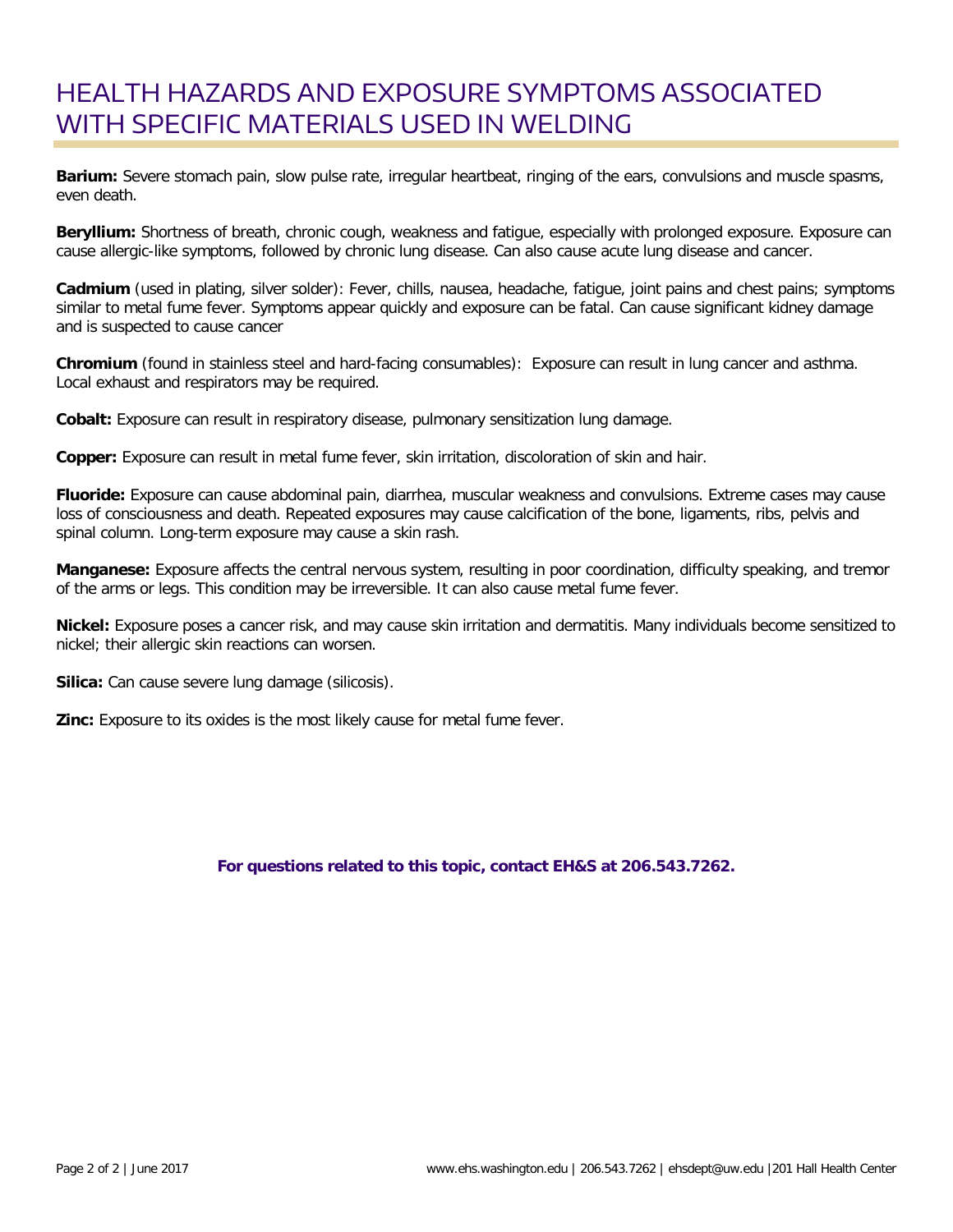# HEALTH HAZARDS AND EXPOSURE SYMPTOMS ASSOCIATED WITH SPECIFIC MATERIALS USED IN WELDING

**Barium:** Severe stomach pain, slow pulse rate, irregular heartbeat, ringing of the ears, convulsions and muscle spasms, even death.

**Beryllium:** Shortness of breath, chronic cough, weakness and fatigue, especially with prolonged exposure. Exposure can cause allergic-like symptoms, followed by chronic lung disease. Can also cause acute lung disease and cancer.

**Cadmium** (used in plating, silver solder): Fever, chills, nausea, headache, fatigue, joint pains and chest pains; symptoms similar to metal fume fever. Symptoms appear quickly and exposure can be fatal. Can cause significant kidney damage and is suspected to cause cancer

**Chromium** (found in stainless steel and hard-facing consumables): Exposure can result in lung cancer and asthma. Local exhaust and respirators may be required.

**Cobalt:** Exposure can result in respiratory disease, pulmonary sensitization lung damage.

**Copper:** Exposure can result in metal fume fever, skin irritation, discoloration of skin and hair.

**Fluoride:** Exposure can cause abdominal pain, diarrhea, muscular weakness and convulsions. Extreme cases may cause loss of consciousness and death. Repeated exposures may cause calcification of the bone, ligaments, ribs, pelvis and spinal column. Long-term exposure may cause a skin rash.

**Manganese:** Exposure affects the central nervous system, resulting in poor coordination, difficulty speaking, and tremor of the arms or legs. This condition may be irreversible. It can also cause metal fume fever.

**Nickel:** Exposure poses a cancer risk, and may cause skin irritation and dermatitis. Many individuals become sensitized to nickel; their allergic skin reactions can worsen.

**Silica:** Can cause severe lung damage (silicosis).

**Zinc:** Exposure to its oxides is the most likely cause for metal fume fever.

**For questions related to this topic, contact EH&S at 206.543.7262.**